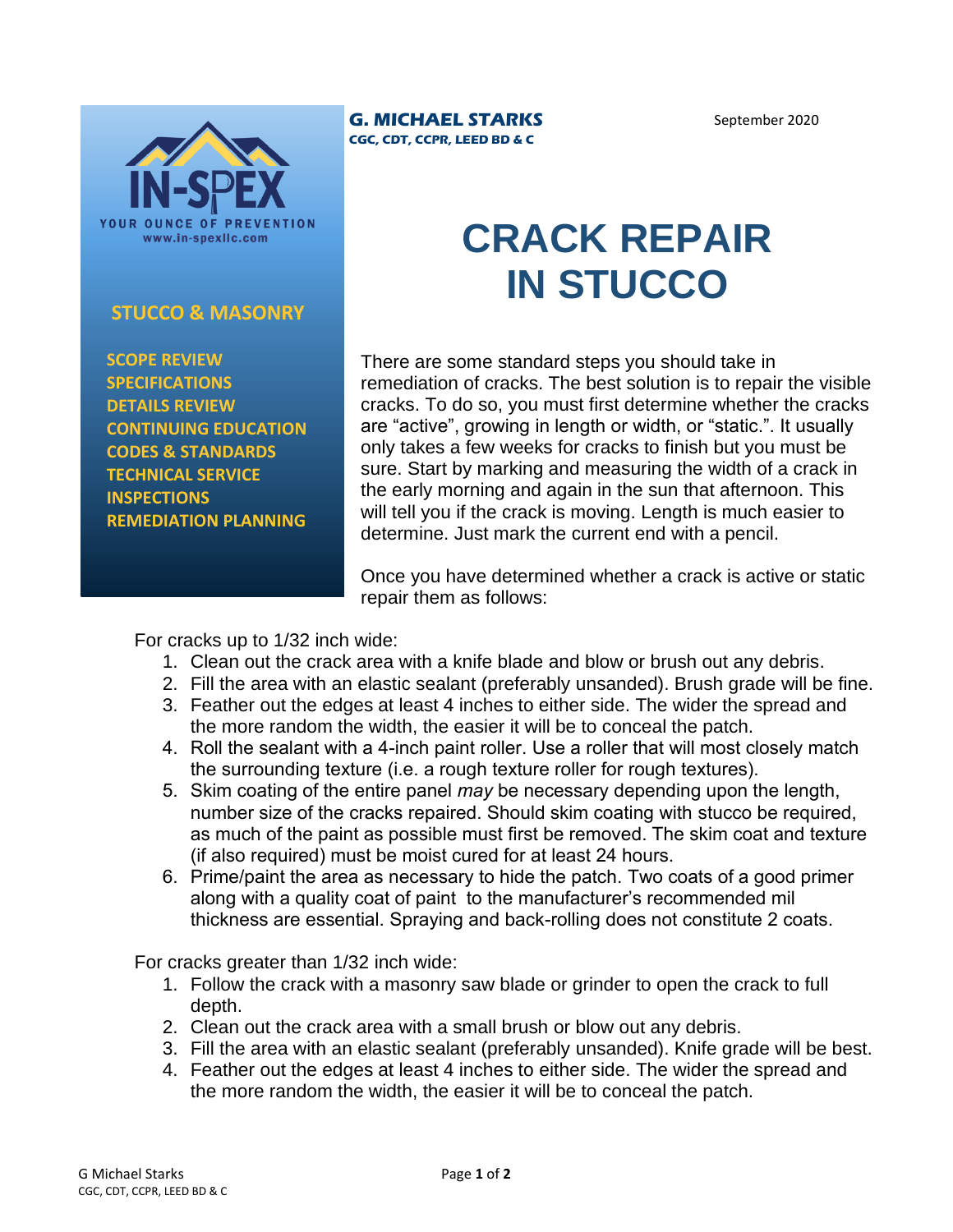IN-SPEX
YOUR OUNCE OF PREVENTION
www.in-spexllc.com

**STUCCO & MASONRY**

**SCOPE REVIEW**
**SPECIFICATIONS**
**DETAILS REVIEW**
**CONTINUING EDUCATION**
**CODES & STANDARDS**
**TECHNICAL SERVICE**
**INSPECTIONS**
**REMEDIATION PLANNING**

**G. MICHAEL STARKS**
**CGC, CDT, CCPR, LEED BD & C**

September 2020

# CRACK REPAIR IN STUCCO

There are some standard steps you should take in remediation of cracks. The best solution is to repair the visible cracks. To do so, you must first determine whether the cracks are "active", growing in length or width, or "static.". It usually only takes a few weeks for cracks to finish but you must be sure. Start by marking and measuring the width of a crack in the early morning and again in the sun that afternoon. This will tell you if the crack is moving. Length is much easier to determine. Just mark the current end with a pencil.

Once you have determined whether a crack is active or static repair them as follows:

For cracks up to 1/32 inch wide:

1. Clean out the crack area with a knife blade and blow or brush out any debris.
2. Fill the area with an elastic sealant (preferably unsanded). Brush grade will be fine.
3. Feather out the edges at least 4 inches to either side. The wider the spread and the more random the width, the easier it will be to conceal the patch.
4. Roll the sealant with a 4-inch paint roller. Use a roller that will most closely match the surrounding texture (i.e. a rough texture roller for rough textures).
5. Skim coating of the entire panel *may* be necessary depending upon the length, number size of the cracks repaired. Should skim coating with stucco be required, as much of the paint as possible must first be removed. The skim coat and texture (if also required) must be moist cured for at least 24 hours.
6. Prime/paint the area as necessary to hide the patch. Two coats of a good primer along with a quality coat of paint to the manufacturer's recommended mil thickness are essential. Spraying and back-rolling does not constitute 2 coats.

For cracks greater than 1/32 inch wide:

1. Follow the crack with a masonry saw blade or grinder to open the crack to full depth.
2. Clean out the crack area with a small brush or blow out any debris.
3. Fill the area with an elastic sealant (preferably unsanded). Knife grade will be best.
4. Feather out the edges at least 4 inches to either side. The wider the spread and the more random the width, the easier it will be to conceal the patch.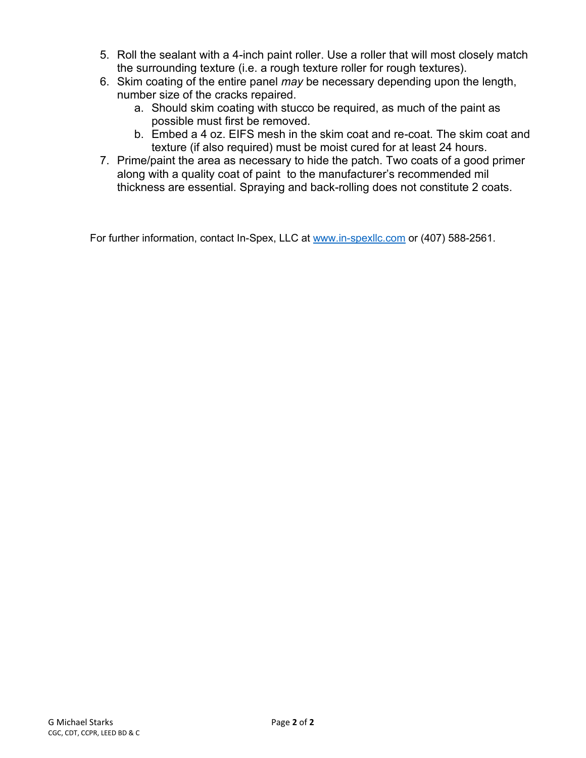5. Roll the sealant with a 4-inch paint roller. Use a roller that will most closely match the surrounding texture (i.e. a rough texture roller for rough textures).
6. Skim coating of the entire panel *may* be necessary depending upon the length, number size of the cracks repaired.
    a. Should skim coating with stucco be required, as much of the paint as possible must first be removed.
    b. Embed a 4 oz. EIFS mesh in the skim coat and re-coat. The skim coat and texture (if also required) must be moist cured for at least 24 hours.
7. Prime/paint the area as necessary to hide the patch. Two coats of a good primer along with a quality coat of paint to the manufacturer's recommended mil thickness are essential. Spraying and back-rolling does not constitute 2 coats.

For further information, contact In-Spex, LLC at [www.in-spexllc.com](http://www.in-spexllc.com) or (407) 588-2561.

G Michael Starks
CGC, CDT, CCPR, LEED BD & C